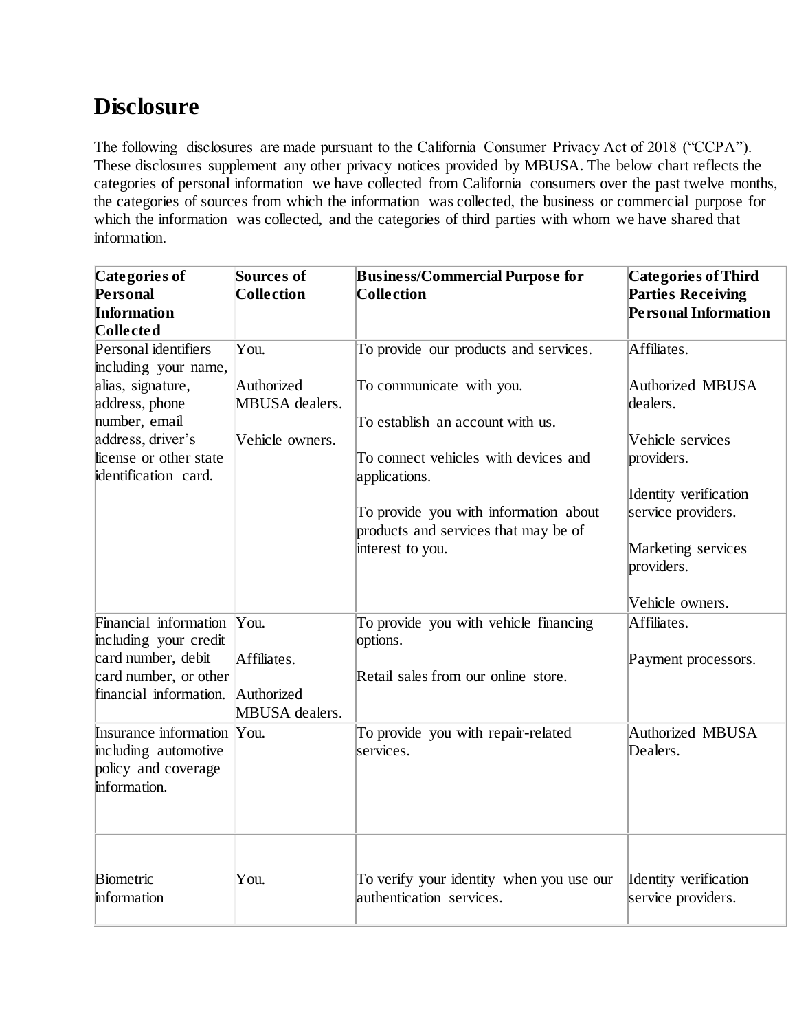# Disclosure

The following disclosures are made pursuant to the California Consumer Privacy Act of 2018 ("CCPA"). These disclosures supplement any other privacy notices provided by MBUSA. The below chart reflects the categories of personal information we have collected from California consumers over the past twelve months, the categories of sources from which the information was collected, the business or commercial purpose for which the information was collected, and the categories of third parties with whom we have shared that information.

| Categories of Personal Information Collected | Sources of Collection | Business/Commercial Purpose for Collection | Categories of Third Parties Receiving Personal Information |
|---|---|---|---|
| Personal identifiers including your name, alias, signature, address, phone number, email address, driver's license or other state identification card. | You.<br><br>Authorized MBUSA dealers.<br><br>Vehicle owners. | To provide our products and services.<br><br>To communicate with you.<br><br>To establish an account with us.<br><br>To connect vehicles with devices and applications.<br><br>To provide you with information about products and services that may be of interest to you. | Affiliates.<br><br>Authorized MBUSA dealers.<br><br>Vehicle services providers.<br><br>Identity verification service providers.<br><br>Marketing services providers.<br><br>Vehicle owners. |
| Financial information including your credit card number, debit card number, or other financial information. | You.<br><br>Affiliates.<br><br>Authorized MBUSA dealers. | To provide you with vehicle financing options.<br><br>Retail sales from our online store. | Affiliates.<br><br>Payment processors. |
| Insurance information including automotive policy and coverage information. | You. | To provide you with repair-related services. | Authorized MBUSA Dealers. |
| Biometric information | You. | To verify your identity when you use our authentication services. | Identity verification service providers. |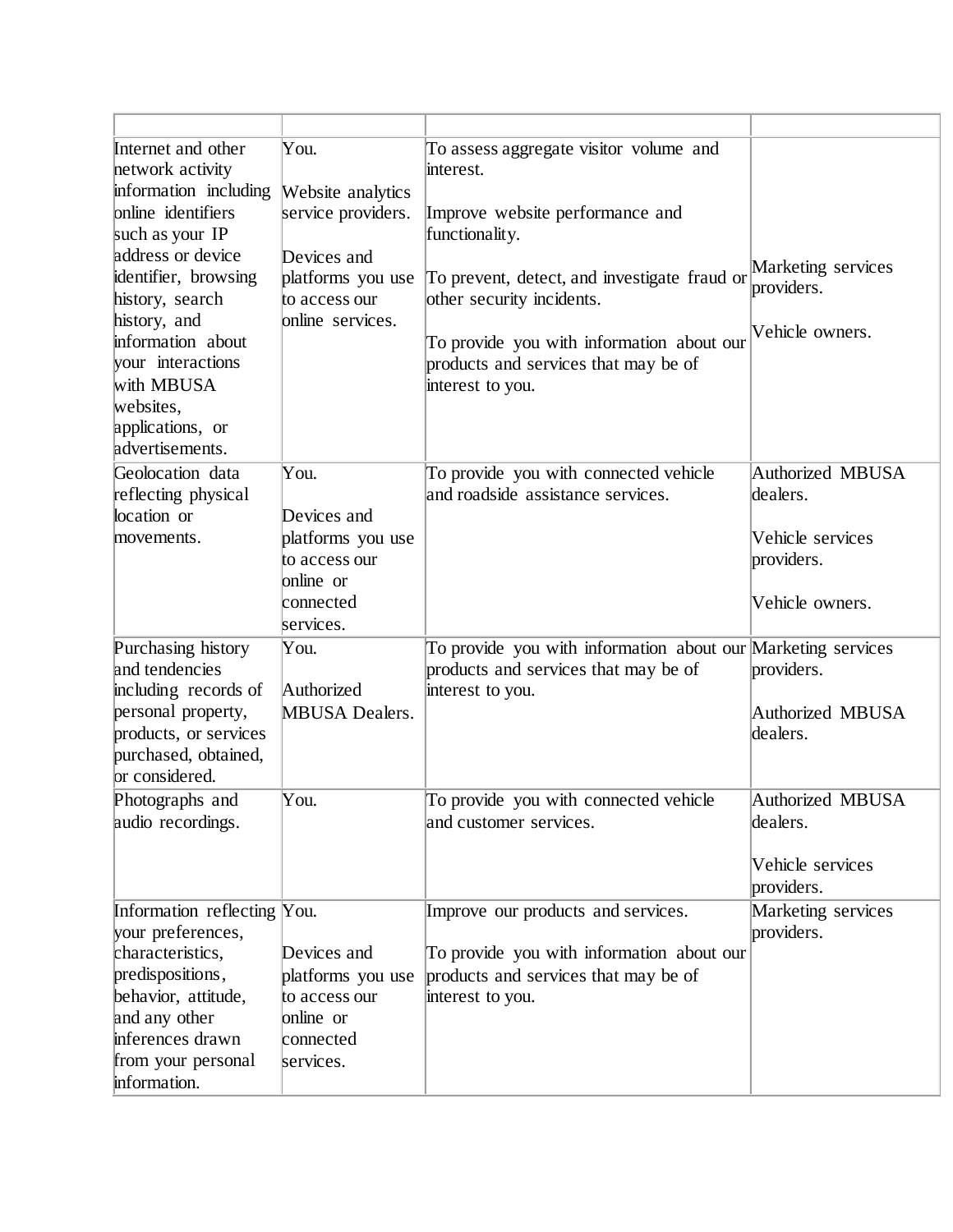| | | | |
|---|---|---|---|
| Internet and other network activity information including online identifiers such as your IP address or device identifier, browsing history, search history, and information about your interactions with MBUSA websites, applications, or advertisements. | You.<br><br>Website analytics service providers.<br><br>Devices and platforms you use to access our online services. | To assess aggregate visitor volume and interest.<br><br>Improve website performance and functionality.<br><br>To prevent, detect, and investigate fraud or other security incidents.<br><br>To provide you with information about our products and services that may be of interest to you. | Marketing services providers.<br><br>Vehicle owners. |
| Geolocation data reflecting physical location or movements. | You.<br><br>Devices and platforms you use to access our online or connected services. | To provide you with connected vehicle and roadside assistance services. | Authorized MBUSA dealers.<br><br>Vehicle services providers.<br><br>Vehicle owners. |
| Purchasing history and tendencies including records of personal property, products, or services purchased, obtained, or considered. | You.<br><br>Authorized MBUSA Dealers. | To provide you with information about our products and services that may be of interest to you. | Marketing services providers.<br><br>Authorized MBUSA dealers. |
| Photographs and audio recordings. | You. | To provide you with connected vehicle and customer services. | Authorized MBUSA dealers.<br><br>Vehicle services providers. |
| Information reflecting your preferences, characteristics, predispositions, behavior, attitude, and any other inferences drawn from your personal information. | You.<br><br>Devices and platforms you use to access our online or connected services. | Improve our products and services.<br><br>To provide you with information about our products and services that may be of interest to you. | Marketing services providers. |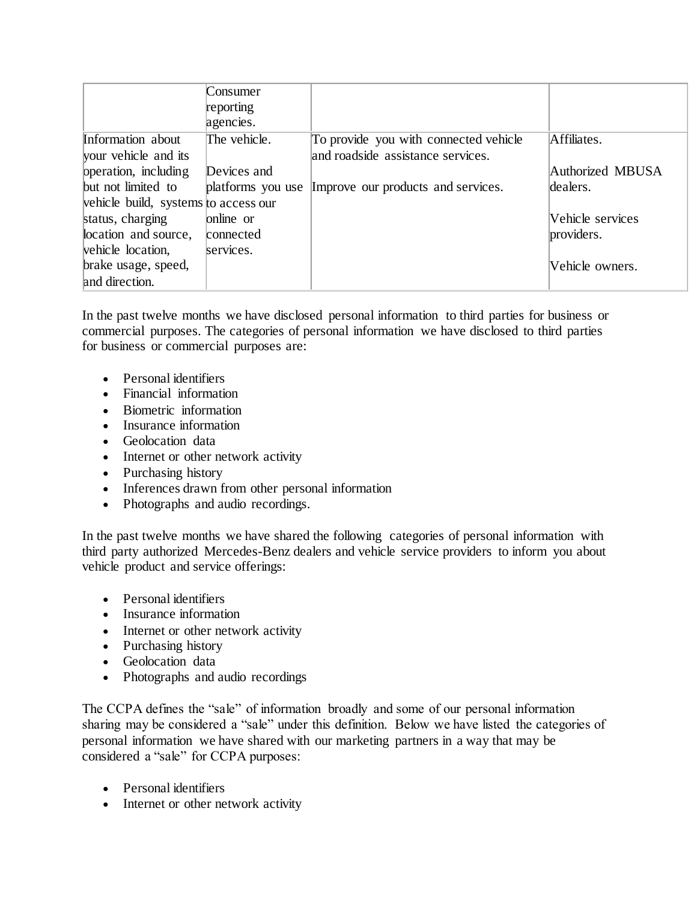| | | | |
|---|---|---|---|
| | Consumer reporting agencies. | | |
| Information about your vehicle and its operation, including but not limited to vehicle build, systems status, charging location and source, vehicle location, brake usage, speed, and direction. | The vehicle.<br><br>Devices and platforms you use to access our online or connected services. | To provide you with connected vehicle and roadside assistance services.<br><br>Improve our products and services. | Affiliates.<br><br>Authorized MBUSA dealers.<br><br>Vehicle services providers.<br><br>Vehicle owners. |

In the past twelve months we have disclosed personal information to third parties for business or commercial purposes. The categories of personal information we have disclosed to third parties for business or commercial purposes are:

- Personal identifiers
- Financial information
- Biometric information
- Insurance information
- Geolocation data
- Internet or other network activity
- Purchasing history
- Inferences drawn from other personal information
- Photographs and audio recordings.

In the past twelve months we have shared the following categories of personal information with third party authorized Mercedes-Benz dealers and vehicle service providers to inform you about vehicle product and service offerings:

- Personal identifiers
- Insurance information
- Internet or other network activity
- Purchasing history
- Geolocation data
- Photographs and audio recordings

The CCPA defines the "sale" of information broadly and some of our personal information sharing may be considered a "sale" under this definition. Below we have listed the categories of personal information we have shared with our marketing partners in a way that may be considered a "sale" for CCPA purposes:

- Personal identifiers
- Internet or other network activity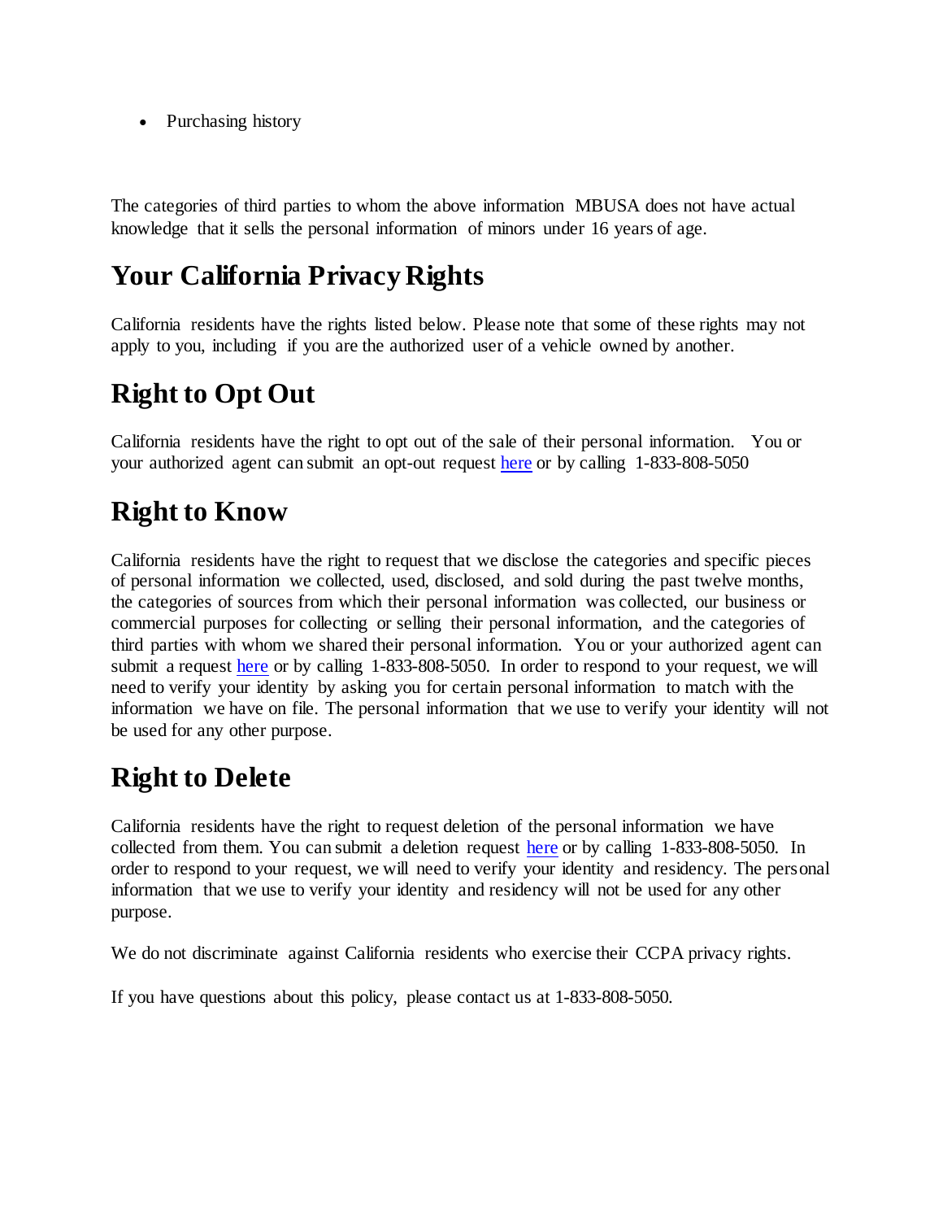- Purchasing history

The categories of third parties to whom the above information MBUSA does not have actual knowledge that it sells the personal information of minors under 16 years of age.

# Your California Privacy Rights

California residents have the rights listed below. Please note that some of these rights may not apply to you, including if you are the authorized user of a vehicle owned by another.

# Right to Opt Out

California residents have the right to opt out of the sale of their personal information. You or your authorized agent can submit an opt-out request here or by calling 1-833-808-5050

# Right to Know

California residents have the right to request that we disclose the categories and specific pieces of personal information we collected, used, disclosed, and sold during the past twelve months, the categories of sources from which their personal information was collected, our business or commercial purposes for collecting or selling their personal information, and the categories of third parties with whom we shared their personal information. You or your authorized agent can submit a request here or by calling 1-833-808-5050. In order to respond to your request, we will need to verify your identity by asking you for certain personal information to match with the information we have on file. The personal information that we use to verify your identity will not be used for any other purpose.

# Right to Delete

California residents have the right to request deletion of the personal information we have collected from them. You can submit a deletion request here or by calling 1-833-808-5050. In order to respond to your request, we will need to verify your identity and residency. The personal information that we use to verify your identity and residency will not be used for any other purpose.

We do not discriminate against California residents who exercise their CCPA privacy rights.

If you have questions about this policy, please contact us at 1-833-808-5050.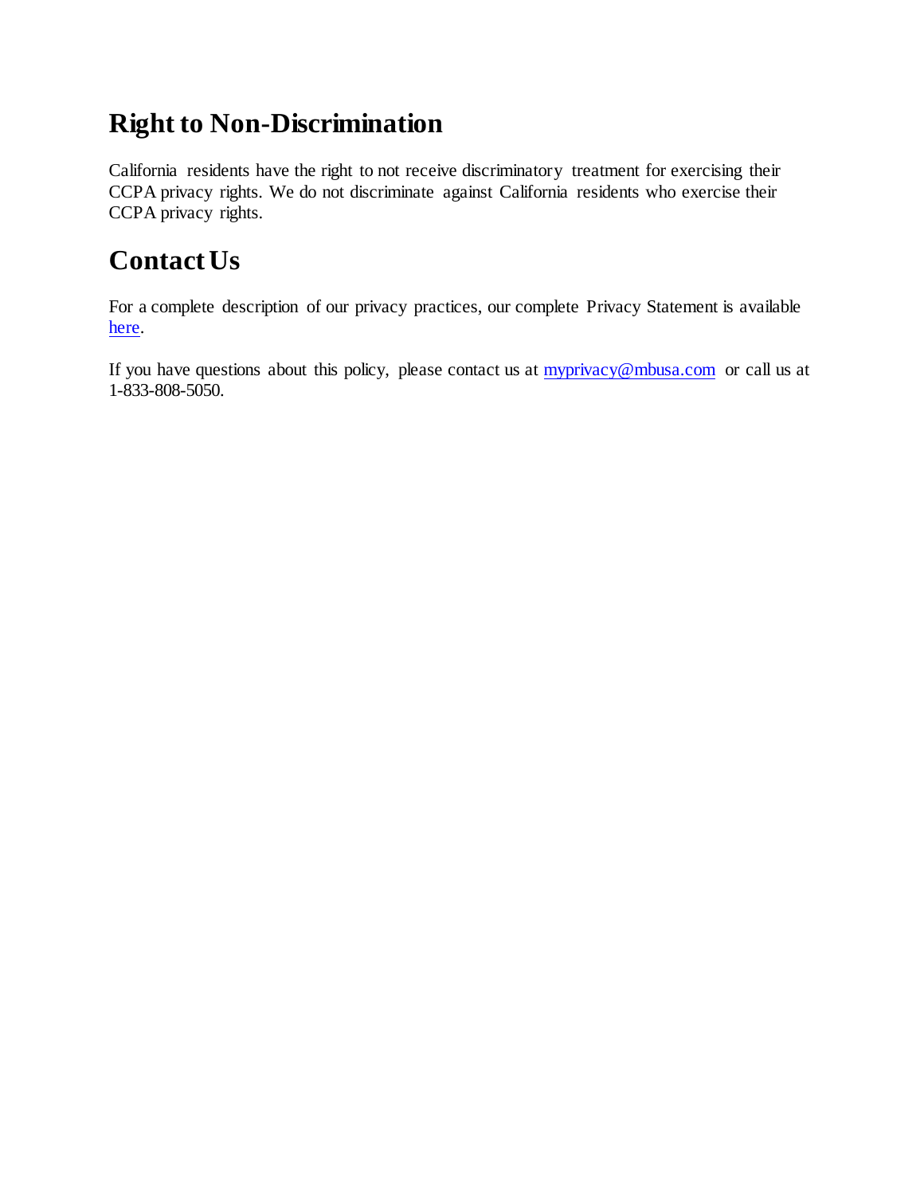# Right to Non-Discrimination

California residents have the right to not receive discriminatory treatment for exercising their CCPA privacy rights. We do not discriminate against California residents who exercise their CCPA privacy rights.

# Contact Us

For a complete description of our privacy practices, our complete Privacy Statement is available here.

If you have questions about this policy, please contact us at myprivacy@mbusa.com or call us at 1-833-808-5050.